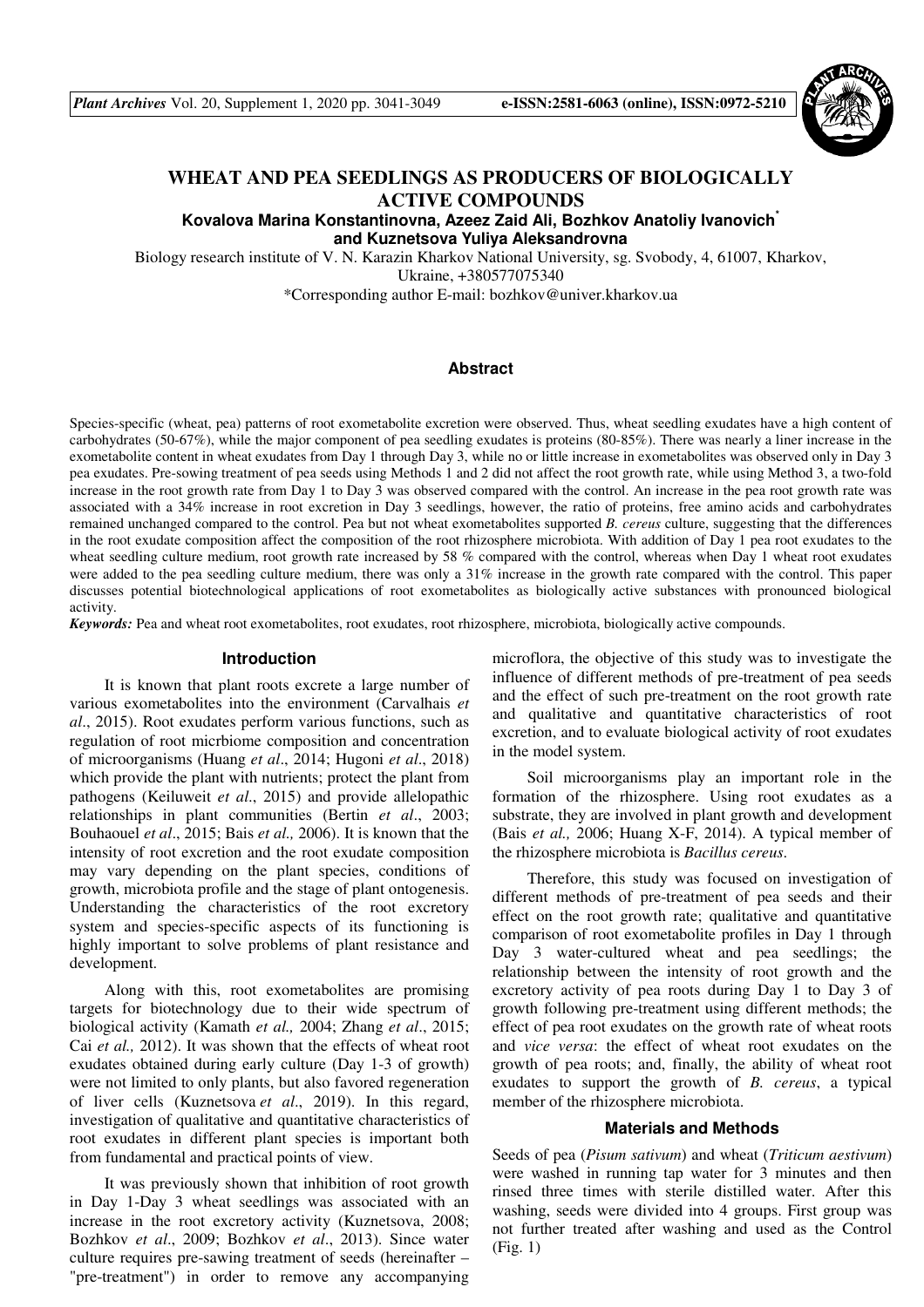# WHEAT AND PEA SEEDLINGS AS PRODUCERS OF BIOLOGICALLY ACTIVE COMPOUNDS

**Kovalova Marina Konstantinovna, Azeez Zaid Ali, Bozhkov Anatoliy Ivanovich[*] and Kuznetsova Yuliya Aleksandrovna**

Biology research institute of V. N. Karazin Kharkov National University, sg. Svobody, 4, 61007, Kharkov, Ukraine, +380577075340

*Corresponding author E-mail: bozhkov@univer.kharkov.ua

## Abstract

Species-specific (wheat, pea) patterns of root exometabolite excretion were observed. Thus, wheat seedling exudates have a high content of carbohydrates (50-67%), while the major component of pea seedling exudates is proteins (80-85%). There was nearly a liner increase in the exometabolite content in wheat exudates from Day 1 through Day 3, while no or little increase in exometabolites was observed only in Day 3 pea exudates. Pre-sowing treatment of pea seeds using Methods 1 and 2 did not affect the root growth rate, while using Method 3, a two-fold increase in the root growth rate from Day 1 to Day 3 was observed compared with the control. An increase in the pea root growth rate was associated with a 34% increase in root excretion in Day 3 seedlings, however, the ratio of proteins, free amino acids and carbohydrates remained unchanged compared to the control. Pea but not wheat exometabolites supported *B. cereus* culture, suggesting that the differences in the root exudate composition affect the composition of the root rhizosphere microbiota. With addition of Day 1 pea root exudates to the wheat seedling culture medium, root growth rate increased by 58 % compared with the control, whereas when Day 1 wheat root exudates were added to the pea seedling culture medium, there was only a 31% increase in the growth rate compared with the control. This paper discusses potential biotechnological applications of root exometabolites as biologically active substances with pronounced biological activity.

***Keywords:*** Pea and wheat root exometabolites, root exudates, root rhizosphere, microbiota, biologically active compounds.

## Introduction

It is known that plant roots excrete a large number of various exometabolites into the environment (Carvalhais *et al*., 2015). Root exudates perform various functions, such as regulation of root micrbiome composition and concentration of microorganisms (Huang *et al*., 2014; Hugoni *et al*., 2018) which provide the plant with nutrients; protect the plant from pathogens (Keiluweit *et al*., 2015) and provide allelopathic relationships in plant communities (Bertin *et al*., 2003; Bouhaouel *et al*., 2015; Bais *et al.,* 2006). It is known that the intensity of root excretion and the root exudate composition may vary depending on the plant species, conditions of growth, microbiota profile and the stage of plant ontogenesis. Understanding the characteristics of the root excretory system and species-specific aspects of its functioning is highly important to solve problems of plant resistance and development.

Along with this, root exometabolites are promising targets for biotechnology due to their wide spectrum of biological activity (Kamath *et al.,* 2004; Zhang *et al*., 2015; Cai *et al.,* 2012). It was shown that the effects of wheat root exudates obtained during early culture (Day 1-3 of growth) were not limited to only plants, but also favored regeneration of liver cells (Kuznetsova *et al*., 2019). In this regard, investigation of qualitative and quantitative characteristics of root exudates in different plant species is important both from fundamental and practical points of view.

It was previously shown that inhibition of root growth in Day 1-Day 3 wheat seedlings was associated with an increase in the root excretory activity (Kuznetsova, 2008; Bozhkov *et al*., 2009; Bozhkov *et al*., 2013). Since water culture requires pre-sawing treatment of seeds (hereinafter – "pre-treatment") in order to remove any accompanying microflora, the objective of this study was to investigate the influence of different methods of pre-treatment of pea seeds and the effect of such pre-treatment on the root growth rate and qualitative and quantitative characteristics of root excretion, and to evaluate biological activity of root exudates in the model system.

Soil microorganisms play an important role in the formation of the rhizosphere. Using root exudates as a substrate, they are involved in plant growth and development (Bais *et al.,* 2006; Huang X-F, 2014). A typical member of the rhizosphere microbiota is *Bacillus cereus*.

Therefore, this study was focused on investigation of different methods of pre-treatment of pea seeds and their effect on the root growth rate; qualitative and quantitative comparison of root exometabolite profiles in Day 1 through Day 3 water-cultured wheat and pea seedlings; the relationship between the intensity of root growth and the excretory activity of pea roots during Day 1 to Day 3 of growth following pre-treatment using different methods; the effect of pea root exudates on the growth rate of wheat roots and *vice versa*: the effect of wheat root exudates on the growth of pea roots; and, finally, the ability of wheat root exudates to support the growth of *B. cereus*, a typical member of the rhizosphere microbiota.

## Materials and Methods

Seeds of pea (*Pisum sativum*) and wheat (*Triticum aestivum*) were washed in running tap water for 3 minutes and then rinsed three times with sterile distilled water. After this washing, seeds were divided into 4 groups. First group was not further treated after washing and used as the Control (Fig. 1)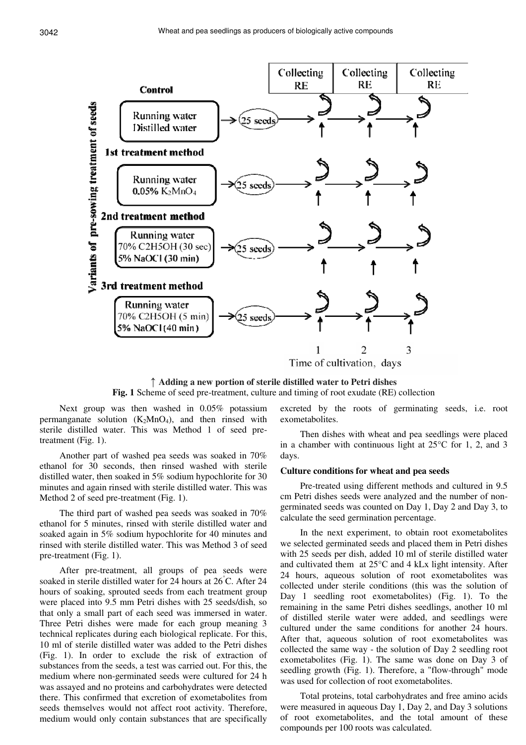↑ **Adding a new portion of sterile distilled water to Petri dishes**

**Fig. 1** Scheme of seed pre-treatment, culture and timing of root exudate (RE) collection

Next group was then washed in 0.05% potassium permanganate solution ($K_2MnO_4$), and then rinsed with sterile distilled water. This was Method 1 of seed pre-treatment (Fig. 1).

Another part of washed pea seeds was soaked in 70% ethanol for 30 seconds, then rinsed washed with sterile distilled water, then soaked in 5% sodium hypochlorite for 30 minutes and again rinsed with sterile distilled water. This was Method 2 of seed pre-treatment (Fig. 1).

The third part of washed pea seeds was soaked in 70% ethanol for 5 minutes, rinsed with sterile distilled water and soaked again in 5% sodium hypochlorite for 40 minutes and rinsed with sterile distilled water. This was Method 3 of seed pre-treatment (Fig. 1).

After pre-treatment, all groups of pea seeds were soaked in sterile distilled water for 24 hours at 26°C. After 24 hours of soaking, sprouted seeds from each treatment group were placed into 9.5 mm Petri dishes with 25 seeds/dish, so that only a small part of each seed was immersed in water. Three Petri dishes were made for each group meaning 3 technical replicates during each biological replicate. For this, 10 ml of sterile distilled water was added to the Petri dishes (Fig. 1). In order to exclude the risk of extraction of substances from the seeds, a test was carried out. For this, the medium where non-germinated seeds were cultured for 24 h was assayed and no proteins and carbohydrates were detected there. This confirmed that excretion of exometabolites from seeds themselves would not affect root activity. Therefore, medium would only contain substances that are specifically excreted by the roots of germinating seeds, i.e. root exometabolites.

Then dishes with wheat and pea seedlings were placed in a chamber with continuous light at 25°C for 1, 2, and 3 days.

### Culture conditions for wheat and pea seeds

Pre-treated using different methods and cultured in 9.5 cm Petri dishes seeds were analyzed and the number of non-germinated seeds was counted on Day 1, Day 2 and Day 3, to calculate the seed germination percentage.

In the next experiment, to obtain root exometabolites we selected germinated seeds and placed them in Petri dishes with 25 seeds per dish, added 10 ml of sterile distilled water and cultivated them at 25°C and 4 kLx light intensity. After 24 hours, aqueous solution of root exometabolites was collected under sterile conditions (this was the solution of Day 1 seedling root exometabolites) (Fig. 1). To the remaining in the same Petri dishes seedlings, another 10 ml of distilled sterile water were added, and seedlings were cultured under the same conditions for another 24 hours. After that, aqueous solution of root exometabolites was collected the same way - the solution of Day 2 seedling root exometabolites (Fig. 1). The same was done on Day 3 of seedling growth (Fig. 1). Therefore, a "flow-through" mode was used for collection of root exometabolites.

Total proteins, total carbohydrates and free amino acids were measured in aqueous Day 1, Day 2, and Day 3 solutions of root exometabolites, and the total amount of these compounds per 100 roots was calculated.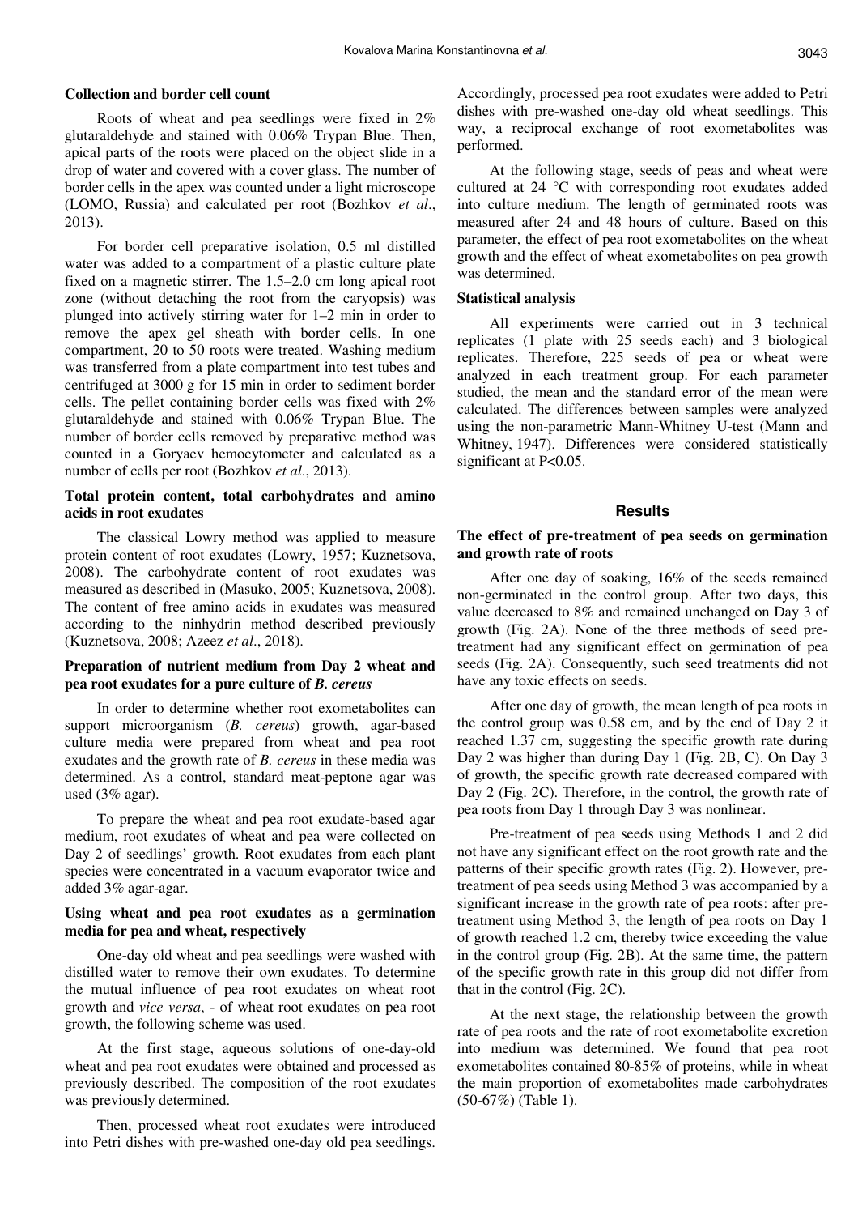### Collection and border cell count

Roots of wheat and pea seedlings were fixed in 2% glutaraldehyde and stained with 0.06% Trypan Blue. Then, apical parts of the roots were placed on the object slide in a drop of water and covered with a cover glass. The number of border cells in the apex was counted under a light microscope (LOMO, Russia) and calculated per root (Bozhkov *et al*., 2013).

For border cell preparative isolation, 0.5 ml distilled water was added to a compartment of a plastic culture plate fixed on a magnetic stirrer. The 1.5–2.0 cm long apical root zone (without detaching the root from the caryopsis) was plunged into actively stirring water for 1–2 min in order to remove the apex gel sheath with border cells. In one compartment, 20 to 50 roots were treated. Washing medium was transferred from a plate compartment into test tubes and centrifuged at 3000 g for 15 min in order to sediment border cells. The pellet containing border cells was fixed with 2% glutaraldehyde and stained with 0.06% Trypan Blue. The number of border cells removed by preparative method was counted in a Goryaev hemocytometer and calculated as a number of cells per root (Bozhkov *et al*., 2013).

### Total protein content, total carbohydrates and amino acids in root exudates

The classical Lowry method was applied to measure protein content of root exudates (Lowry, 1957; Kuznetsova, 2008). The carbohydrate content of root exudates was measured as described in (Masuko, 2005; Kuznetsova, 2008). The content of free amino acids in exudates was measured according to the ninhydrin method described previously (Kuznetsova, 2008; Azeez *et al*., 2018).

### Preparation of nutrient medium from Day 2 wheat and pea root exudates for a pure culture of *B. cereus*

In order to determine whether root exometabolites can support microorganism (*B. cereus*) growth, agar-based culture media were prepared from wheat and pea root exudates and the growth rate of *B. cereus* in these media was determined. As a control, standard meat-peptone agar was used (3% agar).

To prepare the wheat and pea root exudate-based agar medium, root exudates of wheat and pea were collected on Day 2 of seedlings' growth. Root exudates from each plant species were concentrated in a vacuum evaporator twice and added 3% agar-agar.

### Using wheat and pea root exudates as a germination media for pea and wheat, respectively

One-day old wheat and pea seedlings were washed with distilled water to remove their own exudates. To determine the mutual influence of pea root exudates on wheat root growth and *vice versa*, - of wheat root exudates on pea root growth, the following scheme was used.

At the first stage, aqueous solutions of one-day-old wheat and pea root exudates were obtained and processed as previously described. The composition of the root exudates was previously determined.

Then, processed wheat root exudates were introduced into Petri dishes with pre-washed one-day old pea seedlings. Accordingly, processed pea root exudates were added to Petri dishes with pre-washed one-day old wheat seedlings. This way, a reciprocal exchange of root exometabolites was performed.

At the following stage, seeds of peas and wheat were cultured at 24 °C with corresponding root exudates added into culture medium. The length of germinated roots was measured after 24 and 48 hours of culture. Based on this parameter, the effect of pea root exometabolites on the wheat growth and the effect of wheat exometabolites on pea growth was determined.

### Statistical analysis

All experiments were carried out in 3 technical replicates (1 plate with 25 seeds each) and 3 biological replicates. Therefore, 225 seeds of pea or wheat were analyzed in each treatment group. For each parameter studied, the mean and the standard error of the mean were calculated. The differences between samples were analyzed using the non-parametric Mann-Whitney U-test (Mann and Whitney, 1947). Differences were considered statistically significant at $P<0.05$.

## Results

### The effect of pre-treatment of pea seeds on germination and growth rate of roots

After one day of soaking, 16% of the seeds remained non-germinated in the control group. After two days, this value decreased to 8% and remained unchanged on Day 3 of growth (Fig. 2A). None of the three methods of seed pre-treatment had any significant effect on germination of pea seeds (Fig. 2A). Consequently, such seed treatments did not have any toxic effects on seeds.

After one day of growth, the mean length of pea roots in the control group was 0.58 cm, and by the end of Day 2 it reached 1.37 cm, suggesting the specific growth rate during Day 2 was higher than during Day 1 (Fig. 2B, C). On Day 3 of growth, the specific growth rate decreased compared with Day 2 (Fig. 2C). Therefore, in the control, the growth rate of pea roots from Day 1 through Day 3 was nonlinear.

Pre-treatment of pea seeds using Methods 1 and 2 did not have any significant effect on the root growth rate and the patterns of their specific growth rates (Fig. 2). However, pre-treatment of pea seeds using Method 3 was accompanied by a significant increase in the growth rate of pea roots: after pre-treatment using Method 3, the length of pea roots on Day 1 of growth reached 1.2 cm, thereby twice exceeding the value in the control group (Fig. 2B). At the same time, the pattern of the specific growth rate in this group did not differ from that in the control (Fig. 2C).

At the next stage, the relationship between the growth rate of pea roots and the rate of root exometabolite excretion into medium was determined. We found that pea root exometabolites contained 80-85% of proteins, while in wheat the main proportion of exometabolites made carbohydrates (50-67%) (Table 1).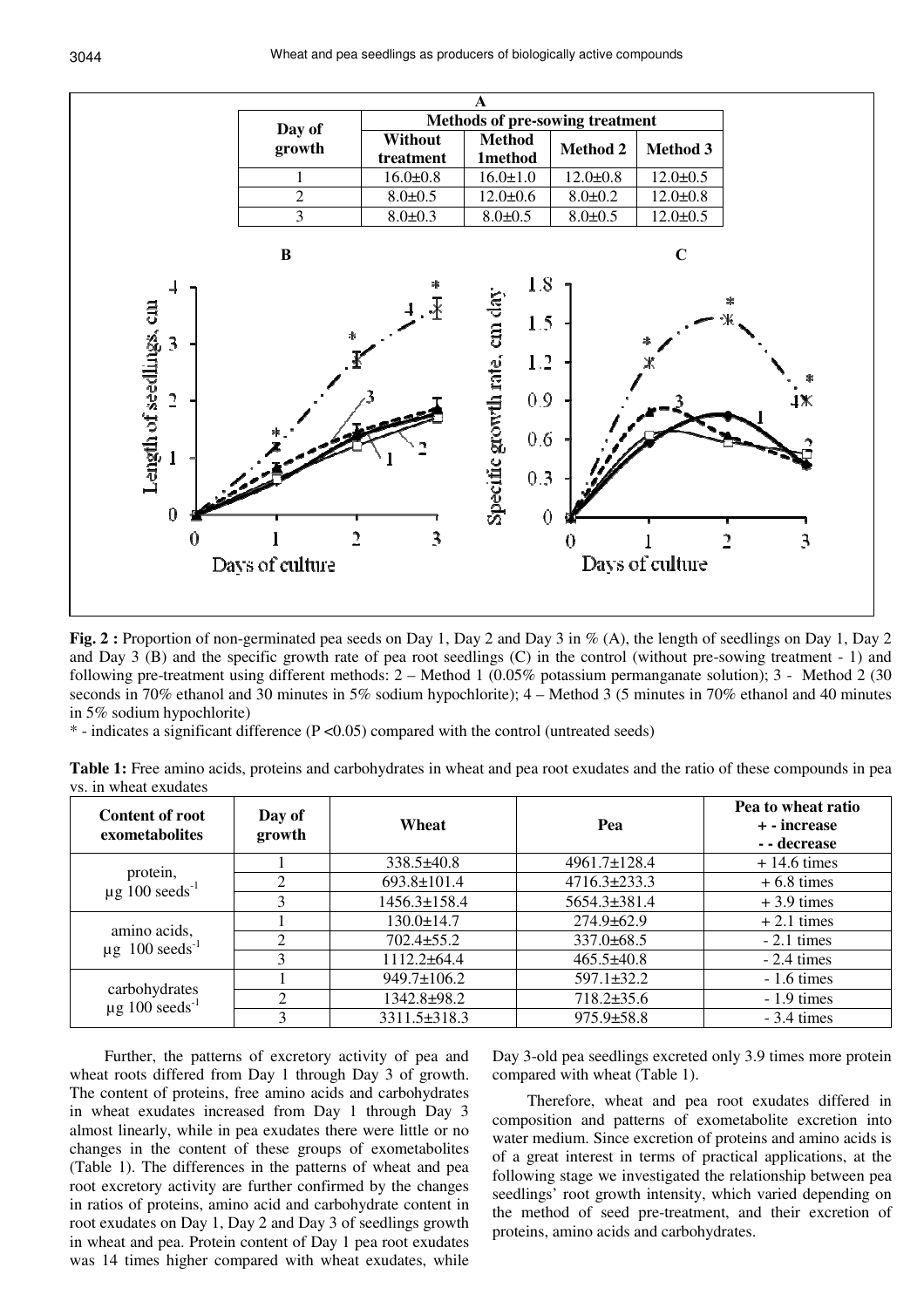**A**

| Day of growth | Methods of pre-sowing treatment | | | |
|---|---|---|---|---|
| | Without treatment | Method 1method | Method 2 | Method 3 |
| 1 | 16.0±0.8 | 16.0±1.0 | 12.0±0.8 | 12.0±0.5 |
| 2 | 8.0±0.5 | 12.0±0.6 | 8.0±0.2 | 12.0±0.8 |
| 3 | 8.0±0.3 | 8.0±0.5 | 8.0±0.5 | 12.0±0.5 |

**Fig. 2 :** Proportion of non-germinated pea seeds on Day 1, Day 2 and Day 3 in % (A), the length of seedlings on Day 1, Day 2 and Day 3 (B) and the specific growth rate of pea root seedlings (C) in the control (without pre-sowing treatment - 1) and following pre-treatment using different methods: 2 – Method 1 (0.05% potassium permanganate solution); 3 - Method 2 (30 seconds in 70% ethanol and 30 minutes in 5% sodium hypochlorite); 4 – Method 3 (5 minutes in 70% ethanol and 40 minutes in 5% sodium hypochlorite)

\* - indicates a significant difference ($P < 0.05$) compared with the control (untreated seeds)

**Table 1:** Free amino acids, proteins and carbohydrates in wheat and pea root exudates and the ratio of these compounds in pea vs. in wheat exudates

| Content of root exometabolites | Day of growth | Wheat | Pea | Pea to wheat ratio + - increase - - decrease |
|---|---|---|---|---|
| protein, μg 100 seeds$^{-1}$ | 1 | 338.5±40.8 | 4961.7±128.4 | + 14.6 times |
| | 2 | 693.8±101.4 | 4716.3±233.3 | + 6.8 times |
| | 3 | 1456.3±158.4 | 5654.3±381.4 | + 3.9 times |
| amino acids, μg 100 seeds$^{-1}$ | 1 | 130.0±14.7 | 274.9±62.9 | + 2.1 times |
| | 2 | 702.4±55.2 | 337.0±68.5 | - 2.1 times |
| | 3 | 1112.2±64.4 | 465.5±40.8 | - 2.4 times |
| carbohydrates μg 100 seeds$^{-1}$ | 1 | 949.7±106.2 | 597.1±32.2 | - 1.6 times |
| | 2 | 1342.8±98.2 | 718.2±35.6 | - 1.9 times |
| | 3 | 3311.5±318.3 | 975.9±58.8 | - 3.4 times |

Further, the patterns of excretory activity of pea and wheat roots differed from Day 1 through Day 3 of growth. The content of proteins, free amino acids and carbohydrates in wheat exudates increased from Day 1 through Day 3 almost linearly, while in pea exudates there were little or no changes in the content of these groups of exometabolites (Table 1). The differences in the patterns of wheat and pea root excretory activity are further confirmed by the changes in ratios of proteins, amino acid and carbohydrate content in root exudates on Day 1, Day 2 and Day 3 of seedlings growth in wheat and pea. Protein content of Day 1 pea root exudates was 14 times higher compared with wheat exudates, while Day 3-old pea seedlings excreted only 3.9 times more protein compared with wheat (Table 1).

Therefore, wheat and pea root exudates differed in composition and patterns of exometabolite excretion into water medium. Since excretion of proteins and amino acids is of a great interest in terms of practical applications, at the following stage we investigated the relationship between pea seedlings' root growth intensity, which varied depending on the method of seed pre-treatment, and their excretion of proteins, amino acids and carbohydrates.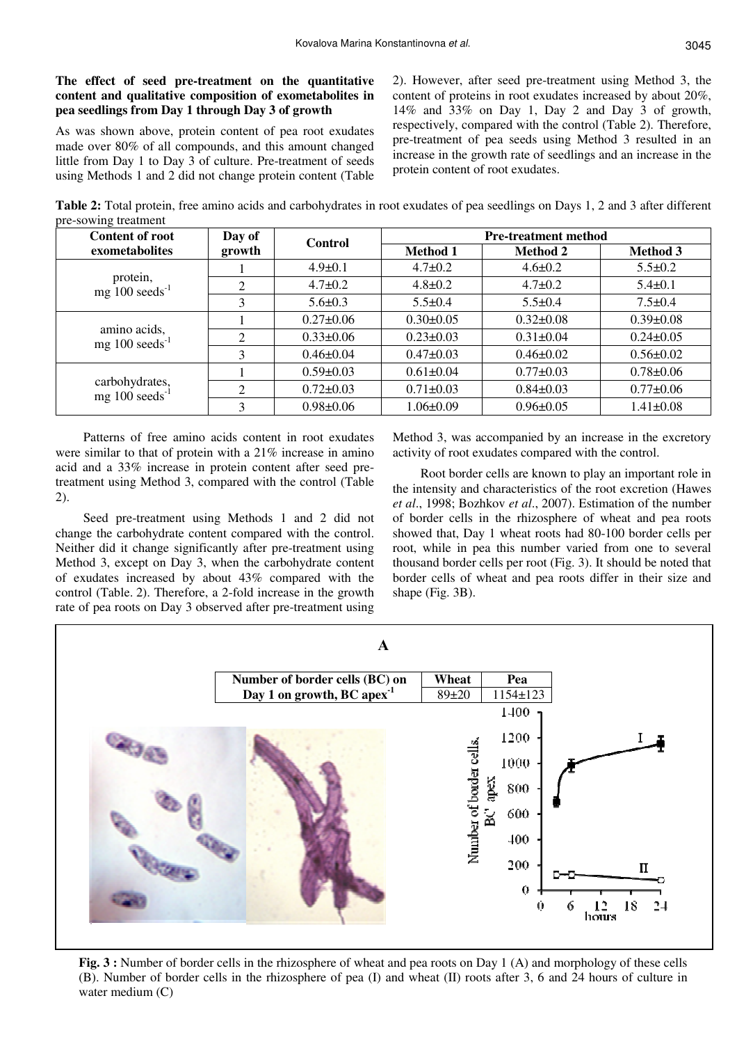**The effect of seed pre-treatment on the quantitative content and qualitative composition of exometabolites in pea seedlings from Day 1 through Day 3 of growth**

As was shown above, protein content of pea root exudates made over 80% of all compounds, and this amount changed little from Day 1 to Day 3 of culture. Pre-treatment of seeds using Methods 1 and 2 did not change protein content (Table 2). However, after seed pre-treatment using Method 3, the content of proteins in root exudates increased by about 20%, 14% and 33% on Day 1, Day 2 and Day 3 of growth, respectively, compared with the control (Table 2). Therefore, pre-treatment of pea seeds using Method 3 resulted in an increase in the growth rate of seedlings and an increase in the protein content of root exudates.

**Table 2:** Total protein, free amino acids and carbohydrates in root exudates of pea seedlings on Days 1, 2 and 3 after different pre-sowing treatment

| Content of root exometabolites | Day of growth | Control | Pre-treatment method | | |
|---|---|---|---|---|---|
| | | | Method 1 | Method 2 | Method 3 |
| protein, mg 100 seeds$^{-1}$ | 1 | 4.9±0.1 | 4.7±0.2 | 4.6±0.2 | 5.5±0.2 |
| | 2 | 4.7±0.2 | 4.8±0.2 | 4.7±0.2 | 5.4±0.1 |
| | 3 | 5.6±0.3 | 5.5±0.4 | 5.5±0.4 | 7.5±0.4 |
| amino acids, mg 100 seeds$^{-1}$ | 1 | 0.27±0.06 | 0.30±0.05 | 0.32±0.08 | 0.39±0.08 |
| | 2 | 0.33±0.06 | 0.23±0.03 | 0.31±0.04 | 0.24±0.05 |
| | 3 | 0.46±0.04 | 0.47±0.03 | 0.46±0.02 | 0.56±0.02 |
| carbohydrates, mg 100 seeds$^{-1}$ | 1 | 0.59±0.03 | 0.61±0.04 | 0.77±0.03 | 0.78±0.06 |
| | 2 | 0.72±0.03 | 0.71±0.03 | 0.84±0.03 | 0.77±0.06 |
| | 3 | 0.98±0.06 | 1.06±0.09 | 0.96±0.05 | 1.41±0.08 |

Patterns of free amino acids content in root exudates were similar to that of protein with a 21% increase in amino acid and a 33% increase in protein content after seed pre-treatment using Method 3, compared with the control (Table 2).

Seed pre-treatment using Methods 1 and 2 did not change the carbohydrate content compared with the control. Neither did it change significantly after pre-treatment using Method 3, except on Day 3, when the carbohydrate content of exudates increased by about 43% compared with the control (Table. 2). Therefore, a 2-fold increase in the growth rate of pea roots on Day 3 observed after pre-treatment using Method 3, was accompanied by an increase in the excretory activity of root exudates compared with the control.

Root border cells are known to play an important role in the intensity and characteristics of the root excretion (Hawes *et al*., 1998; Bozhkov *et al*., 2007). Estimation of the number of border cells in the rhizosphere of wheat and pea roots showed that, Day 1 wheat roots had 80-100 border cells per root, while in pea this number varied from one to several thousand border cells per root (Fig. 3). It should be noted that border cells of wheat and pea roots differ in their size and shape (Fig. 3B).

**A**

| Number of border cells (BC) on Day 1 on growth, BC apex$^{-1}$ | Wheat | Pea |
|---|---|---|
| | 89±20 | 1154±123 |

**Fig. 3 :** Number of border cells in the rhizosphere of wheat and pea roots on Day 1 (A) and morphology of these cells (B). Number of border cells in the rhizosphere of pea (I) and wheat (II) roots after 3, 6 and 24 hours of culture in water medium (C)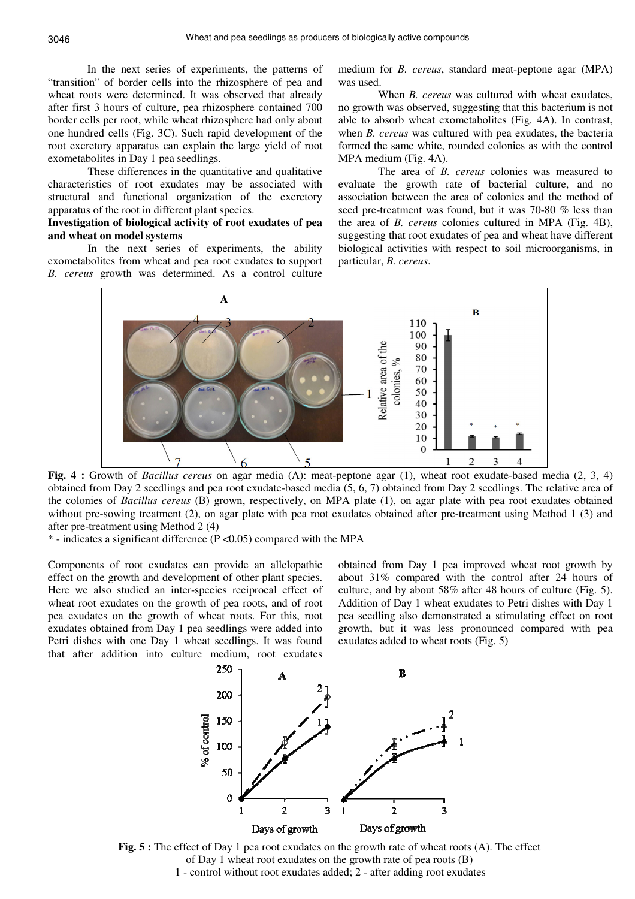In the next series of experiments, the patterns of "transition" of border cells into the rhizosphere of pea and wheat roots were determined. It was observed that already after first 3 hours of culture, pea rhizosphere contained 700 border cells per root, while wheat rhizosphere had only about one hundred cells (Fig. 3C). Such rapid development of the root excretory apparatus can explain the large yield of root exometabolites in Day 1 pea seedlings.

These differences in the quantitative and qualitative characteristics of root exudates may be associated with structural and functional organization of the excretory apparatus of the root in different plant species.

**Investigation of biological activity of root exudates of pea and wheat on model systems**

In the next series of experiments, the ability exometabolites from wheat and pea root exudates to support *B. cereus* growth was determined. As a control culture medium for *B. cereus*, standard meat-peptone agar (MPA) was used.

When *B. cereus* was cultured with wheat exudates, no growth was observed, suggesting that this bacterium is not able to absorb wheat exometabolites (Fig. 4A). In contrast, when *B. cereus* was cultured with pea exudates, the bacteria formed the same white, rounded colonies as with the control MPA medium (Fig. 4A).

The area of *B. cereus* colonies was measured to evaluate the growth rate of bacterial culture, and no association between the area of colonies and the method of seed pre-treatment was found, but it was 70-80 % less than the area of *B. cereus* colonies cultured in MPA (Fig. 4B), suggesting that root exudates of pea and wheat have different biological activities with respect to soil microorganisms, in particular, *B. cereus*.

**Fig. 4 :** Growth of *Bacillus cereus* on agar media (A): meat-peptone agar (1), wheat root exudate-based media (2, 3, 4) obtained from Day 2 seedlings and pea root exudate-based media (5, 6, 7) obtained from Day 2 seedlings. The relative area of the colonies of *Bacillus cereus* (B) grown, respectively, on MPA plate (1), on agar plate with pea root exudates obtained without pre-sowing treatment (2), on agar plate with pea root exudates obtained after pre-treatment using Method 1 (3) and after pre-treatment using Method 2 (4)

* - indicates a significant difference ($P < 0.05$) compared with the MPA

Components of root exudates can provide an allelopathic effect on the growth and development of other plant species. Here we also studied an inter-species reciprocal effect of wheat root exudates on the growth of pea roots, and of root pea exudates on the growth of wheat roots. For this, root exudates obtained from Day 1 pea seedlings were added into Petri dishes with one Day 1 wheat seedlings. It was found that after addition into culture medium, root exudates obtained from Day 1 pea improved wheat root growth by about 31% compared with the control after 24 hours of culture, and by about 58% after 48 hours of culture (Fig. 5). Addition of Day 1 wheat exudates to Petri dishes with Day 1 pea seedling also demonstrated a stimulating effect on root growth, but it was less pronounced compared with pea exudates added to wheat roots (Fig. 5)

**Fig. 5 :** The effect of Day 1 pea root exudates on the growth rate of wheat roots (A). The effect of Day 1 wheat root exudates on the growth rate of pea roots (B)
1 - control without root exudates added; 2 - after adding root exudates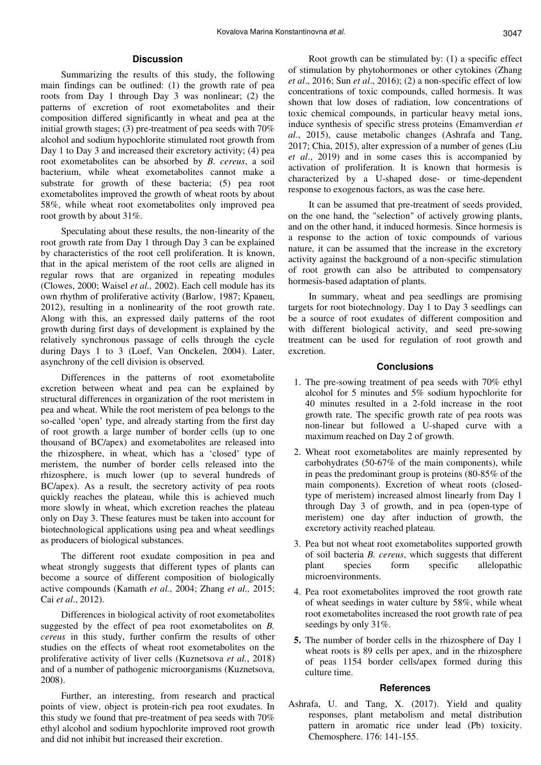## Discussion

Summarizing the results of this study, the following main findings can be outlined: (1) the growth rate of pea roots from Day 1 through Day 3 was nonlinear; (2) the patterns of excretion of root exometabolites and their composition differed significantly in wheat and pea at the initial growth stages; (3) pre-treatment of pea seeds with 70% alcohol and sodium hypochlorite stimulated root growth from Day 1 to Day 3 and increased their excretory activity; (4) pea root exometabolites can be absorbed by *B. cereus*, a soil bacterium, while wheat exometabolites cannot make a substrate for growth of these bacteria; (5) pea root exometabolites improved the growth of wheat roots by about 58%, while wheat root exometabolites only improved pea root growth by about 31%.

Speculating about these results, the non-linearity of the root growth rate from Day 1 through Day 3 can be explained by characteristics of the root cell proliferation. It is known, that in the apical meristem of the root cells are aligned in regular rows that are organized in repeating modules (Clowes, 2000; Waisel *et al.,* 2002). Each cell module has its own rhythm of proliferative activity (Barlow, 1987; Кравец, 2012), resulting in a nonlinearity of the root growth rate. Along with this, an expressed daily patterns of the root growth during first days of development is explained by the relatively synchronous passage of cells through the cycle during Days 1 to 3 (Loef, Van Onckelen, 2004). Later, asynchrony of the cell division is observed.

Differences in the patterns of root exometabolite excretion between wheat and pea can be explained by structural differences in organization of the root meristem in pea and wheat. While the root meristem of pea belongs to the so-called 'open' type, and already starting from the first day of root growth a large number of border cells (up to one thousand of BC/apex) and exometabolites are released into the rhizosphere, in wheat, which has a 'closed' type of meristem, the number of border cells released into the rhizosphere, is much lower (up to several hundreds of BC/apex). As a result, the secretory activity of pea roots quickly reaches the plateau, while this is achieved much more slowly in wheat, which excretion reaches the plateau only on Day 3. These features must be taken into account for biotechnological applications using pea and wheat seedlings as producers of biological substances.

The different root exudate composition in pea and wheat strongly suggests that different types of plants can become a source of different composition of biologically active compounds (Kamath *et al.*, 2004; Zhang *et al.,* 2015; Cai *et al*., 2012).

Differences in biological activity of root exometabolites suggested by the effect of pea root exometabolites on *B. cereus* in this study, further confirm the results of other studies on the effects of wheat root exometabolites on the proliferative activity of liver cells (Kuznetsova *et al.*, 2018) and of a number of pathogenic microorganisms (Kuznetsova, 2008).

Further, an interesting, from research and practical points of view, object is protein-rich pea root exudates. In this study we found that pre-treatment of pea seeds with 70% ethyl alcohol and sodium hypochlorite improved root growth and did not inhibit but increased their excretion.

Root growth can be stimulated by: (1) a specific effect of stimulation by phytohormones or other cytokines (Zhang *et al*., 2016; Sun *et al*., 2016); (2) a non-specific effect of low concentrations of toxic compounds, called hormesis. It was shown that low doses of radiation, low concentrations of toxic chemical compounds, in particular heavy metal ions, induce synthesis of specific stress proteins (Emamverdian *et al*., 2015), cause metabolic changes (Ashrafa and Tang, 2017; Chia, 2015), alter expression of a number of genes (Liu *et al*., 2019) and in some cases this is accompanied by activation of proliferation. It is known that hormesis is characterized by a U-shaped dose- or time-dependent response to exogenous factors, as was the case here.

It can be assumed that pre-treatment of seeds provided, on the one hand, the "selection" of actively growing plants, and on the other hand, it induced hormesis. Since hormesis is a response to the action of toxic compounds of various nature, it can be assumed that the increase in the excretory activity against the background of a non-specific stimulation of root growth can also be attributed to compensatory hormesis-based adaptation of plants.

In summary, wheat and pea seedlings are promising targets for root biotechnology. Day 1 to Day 3 seedlings can be a source of root exudates of different composition and with different biological activity, and seed pre-sowing treatment can be used for regulation of root growth and excretion.

## Conclusions

1. The pre-sowing treatment of pea seeds with 70% ethyl alcohol for 5 minutes and 5% sodium hypochlorite for 40 minutes resulted in a 2-fold increase in the root growth rate. The specific growth rate of pea roots was non-linear but followed a U-shaped curve with a maximum reached on Day 2 of growth.
2. Wheat root exometabolites are mainly represented by carbohydrates (50-67% of the main components), while in peas the predominant group is proteins (80-85% of the main components). Excretion of wheat roots (closed-type of meristem) increased almost linearly from Day 1 through Day 3 of growth, and in pea (open-type of meristem) one day after induction of growth, the excretory activity reached plateau.
3. Pea but not wheat root exometabolites supported growth of soil bacteria *B. cereus*, which suggests that different plant species form specific allelopathic microenvironments.
4. Pea root exometabolites improved the root growth rate of wheat seedings in water culture by 58%, while wheat root exometabolites increased the root growth rate of pea seedings by only 31%.
5. The number of border cells in the rhizosphere of Day 1 wheat roots is 89 cells per apex, and in the rhizosphere of peas 1154 border cells/apex formed during this culture time.

## References

Ashrafa, U. and Tang, X. (2017). Yield and quality responses, plant metabolism and metal distribution pattern in aromatic rice under lead (Pb) toxicity. Chemosphere. 176: 141-155.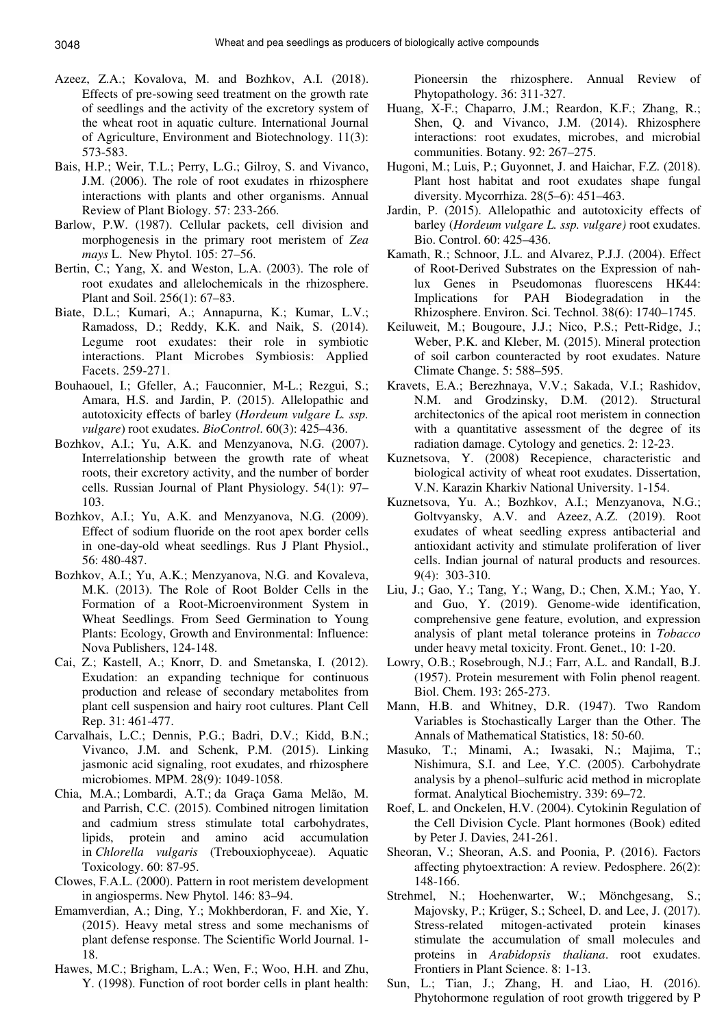Azeez, Z.A.; Kovalova, M. and Bozhkov, A.I. (2018). Effects of pre-sowing seed treatment on the growth rate of seedlings and the activity of the excretory system of the wheat root in aquatic culture. International Journal of Agriculture, Environment and Biotechnology. 11(3): 573-583.

Bais, H.P.; Weir, T.L.; Perry, L.G.; Gilroy, S. and Vivanco, J.M. (2006). The role of root exudates in rhizosphere interactions with plants and other organisms. Annual Review of Plant Biology. 57: 233-266.

Barlow, P.W. (1987). Cellular packets, cell division and morphogenesis in the primary root meristem of *Zea mays* L. New Phytol. 105: 27–56.

Bertin, C.; Yang, X. and Weston, L.A. (2003). The role of root exudates and allelochemicals in the rhizosphere. Plant and Soil. 256(1): 67–83.

Biate, D.L.; Kumari, A.; Annapurna, K.; Kumar, L.V.; Ramadoss, D.; Reddy, K.K. and Naik, S. (2014). Legume root exudates: their role in symbiotic interactions. Plant Microbes Symbiosis: Applied Facets. 259-271.

Bouhaouel, I.; Gfeller, A.; Fauconnier, M-L.; Rezgui, S.; Amara, H.S. and Jardin, P. (2015). Allelopathic and autotoxicity effects of barley (*Hordeum vulgare L. ssp. vulgare*) root exudates. *BioControl*. 60(3): 425–436.

Bozhkov, A.I.; Yu, A.K. and Menzyanova, N.G. (2007). Interrelationship between the growth rate of wheat roots, their excretory activity, and the number of border cells. Russian Journal of Plant Physiology. 54(1): 97–103.

Bozhkov, A.I.; Yu, A.K. and Menzyanova, N.G. (2009). Effect of sodium fluoride on the root apex border cells in one-day-old wheat seedlings. Rus J Plant Physiol., 56: 480-487.

Bozhkov, A.I.; Yu, A.K.; Menzyanova, N.G. and Kovaleva, M.K. (2013). The Role of Root Bolder Cells in the Formation of a Root-Microenvironment System in Wheat Seedlings. From Seed Germination to Young Plants: Ecology, Growth and Environmental: Influence: Nova Publishers, 124-148.

Cai, Z.; Kastell, A.; Knorr, D. and Smetanska, I. (2012). Exudation: an expanding technique for continuous production and release of secondary metabolites from plant cell suspension and hairy root cultures. Plant Cell Rep. 31: 461-477.

Carvalhais, L.C.; Dennis, P.G.; Badri, D.V.; Kidd, B.N.; Vivanco, J.M. and Schenk, P.M. (2015). Linking jasmonic acid signaling, root exudates, and rhizosphere microbiomes. MPM. 28(9): 1049-1058.

Chia, M.A.; Lombardi, A.T.; da Graça Gama Melão, M. and Parrish, C.C. (2015). Combined nitrogen limitation and cadmium stress stimulate total carbohydrates, lipids, protein and amino acid accumulation in *Chlorella vulgaris* (Trebouxiophyceae). Aquatic Toxicology. 60: 87-95.

Clowes, F.A.L. (2000). Pattern in root meristem development in angiosperms. New Phytol. 146: 83–94.

Emamverdian, A.; Ding, Y.; Mokhberdoran, F. and Xie, Y. (2015). Heavy metal stress and some mechanisms of plant defense response. The Scientific World Journal. 1-18.

Hawes, M.C.; Brigham, L.A.; Wen, F.; Woo, H.H. and Zhu, Y. (1998). Function of root border cells in plant health: Pioneersin the rhizosphere. Annual Review of Phytopathology. 36: 311-327.

Huang, X-F.; Chaparro, J.M.; Reardon, K.F.; Zhang, R.; Shen, Q. and Vivanco, J.M. (2014). Rhizosphere interactions: root exudates, microbes, and microbial communities. Botany. 92: 267–275.

Hugoni, M.; Luis, P.; Guyonnet, J. and Haichar, F.Z. (2018). Plant host habitat and root exudates shape fungal diversity. Mycorrhiza. 28(5–6): 451–463.

Jardin, P. (2015). Allelopathic and autotoxicity effects of barley (*Hordeum vulgare L. ssp. vulgare)* root exudates. Bio. Control. 60: 425–436.

Kamath, R.; Schnoor, J.L. and Alvarez, P.J.J. (2004). Effect of Root-Derived Substrates on the Expression of nah-lux Genes in Pseudomonas fluorescens HK44: Implications for PAH Biodegradation in the Rhizosphere. Environ. Sci. Technol. 38(6): 1740–1745.

Keiluweit, M.; Bougoure, J.J.; Nico, P.S.; Pett-Ridge, J.; Weber, P.K. and Kleber, M. (2015). Mineral protection of soil carbon counteracted by root exudates. Nature Climate Change. 5: 588–595.

Kravets, E.A.; Berezhnaya, V.V.; Sakada, V.I.; Rashidov, N.M. and Grodzinsky, D.M. (2012). Structural architectonics of the apical root meristem in connection with a quantitative assessment of the degree of its radiation damage. Cytology and genetics. 2: 12-23.

Kuznetsova, Y. (2008) Recepience, characteristic and biological activity of wheat root exudates. Dissertation, V.N. Karazin Kharkiv National University. 1-154.

Kuznetsova, Yu. A.; Bozhkov, A.I.; Menzyanova, N.G.; Goltvyansky, A.V. and Azeez, A.Z. (2019). Root exudates of wheat seedling express antibacterial and antioxidant activity and stimulate proliferation of liver cells. Indian journal of natural products and resources. 9(4): 303-310.

Liu, J.; Gao, Y.; Tang, Y.; Wang, D.; Chen, X.M.; Yao, Y. and Guo, Y. (2019). Genome-wide identification, comprehensive gene feature, evolution, and expression analysis of plant metal tolerance proteins in *Tobacco* under heavy metal toxicity. Front. Genet., 10: 1-20.

Lowry, O.B.; Rosebrough, N.J.; Farr, A.L. and Randall, B.J. (1957). Protein mesurement with Folin phenol reagent. Biol. Chem. 193: 265-273.

Mann, H.B. and Whitney, D.R. (1947). Two Random Variables is Stochastically Larger than the Other. The Annals of Mathematical Statistics, 18: 50-60.

Masuko, T.; Minami, A.; Iwasaki, N.; Majima, T.; Nishimura, S.I. and Lee, Y.C. (2005). Carbohydrate analysis by a phenol–sulfuric acid method in microplate format. Analytical Biochemistry. 339: 69–72.

Roef, L. and Onckelen, H.V. (2004). Cytokinin Regulation of the Cell Division Cycle. Plant hormones (Book) edited by Peter J. Davies, 241-261.

Sheoran, V.; Sheoran, A.S. and Poonia, P. (2016). Factors affecting phytoextraction: A review. Pedosphere. 26(2): 148-166.

Strehmel, N.; Hoehenwarter, W.; Mönchgesang, S.; Majovsky, P.; Krüger, S.; Scheel, D. and Lee, J. (2017). Stress-related mitogen-activated protein kinases stimulate the accumulation of small molecules and proteins in *Arabidopsis thaliana*. root exudates. Frontiers in Plant Science. 8: 1-13.

Sun, L.; Tian, J.; Zhang, H. and Liao, H. (2016). Phytohormone regulation of root growth triggered by P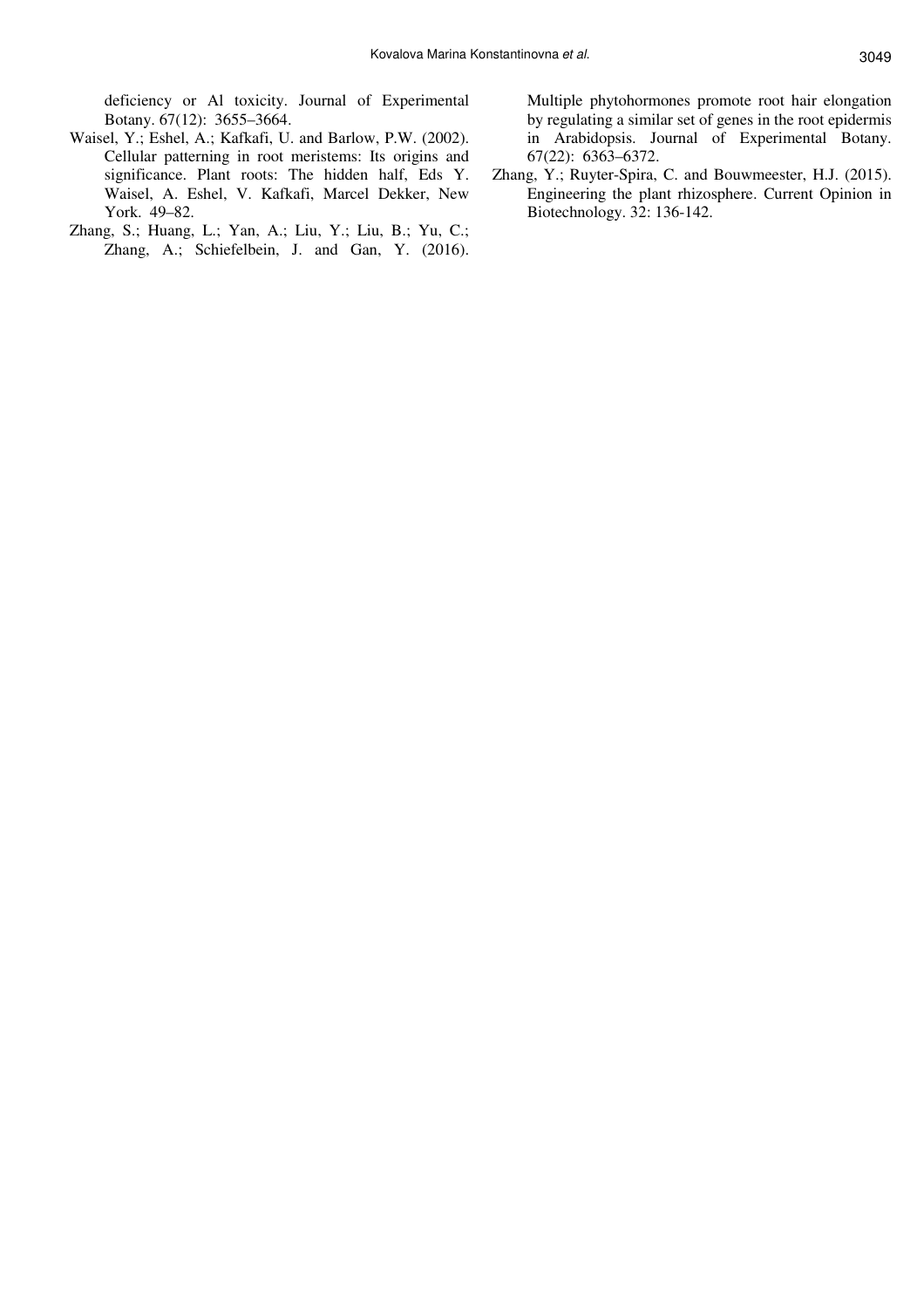deficiency or Al toxicity. Journal of Experimental Botany. 67(12): 3655–3664.

Waisel, Y.; Eshel, A.; Kafkafi, U. and Barlow, P.W. (2002). Cellular patterning in root meristems: Its origins and significance. Plant roots: The hidden half, Eds Y. Waisel, A. Eshel, V. Kafkafi, Marcel Dekker, New York. 49–82.

Zhang, S.; Huang, L.; Yan, A.; Liu, Y.; Liu, B.; Yu, C.; Zhang, A.; Schiefelbein, J. and Gan, Y. (2016). Multiple phytohormones promote root hair elongation by regulating a similar set of genes in the root epidermis in Arabidopsis. Journal of Experimental Botany. 67(22): 6363–6372.

Zhang, Y.; Ruyter-Spira, C. and Bouwmeester, H.J. (2015). Engineering the plant rhizosphere. Current Opinion in Biotechnology. 32: 136-142.